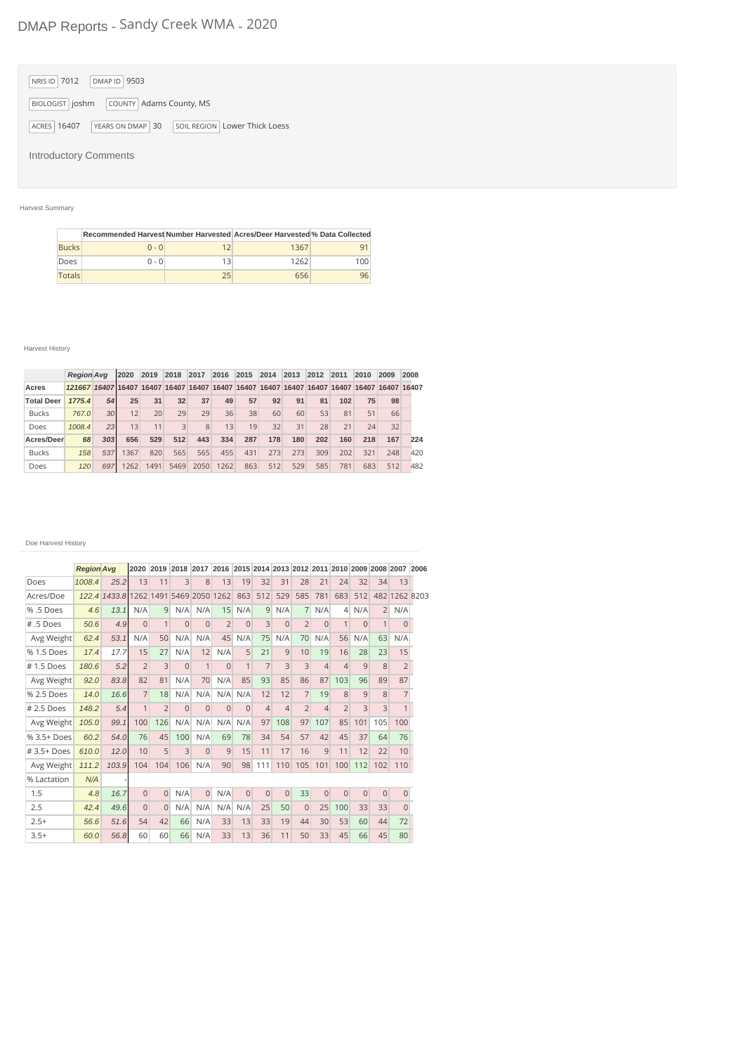# DMAP Reports - Sandy Creek WMA - 2020

NRIS ID 7012 | DMAP ID 9503

BIOLOGIST joshm | COUNTY Adams County, MS

ACRES 16407 | YEARS ON DMAP 30 | SOIL REGION Lower Thick Loess

Introductory Comments

## Harvest Summary

| | Recommended Harvest | Number Harvested | Acres/Deer Harvested | % Data Collected |
|---|---|---|---|---|
| Bucks | 0 - 0 | 12 | 1367 | 91 |
| Does | 0 - 0 | 13 | 1262 | 100 |
| Totals | | 25 | 656 | 96 |

## Harvest History

| | Region | Avg | 2020 | 2019 | 2018 | 2017 | 2016 | 2015 | 2014 | 2013 | 2012 | 2011 | 2010 | 2009 | 2008 |
|---|---|---|---|---|---|---|---|---|---|---|---|---|---|---|---|
| **Acres** | 121667 | 16407 | 16407 | 16407 | 16407 | 16407 | 16407 | 16407 | 16407 | 16407 | 16407 | 16407 | 16407 | 16407 | 16407 |
| **Total Deer** | 1775.4 | 54 | 25 | 31 | 32 | 37 | 49 | 57 | 92 | 91 | 81 | 102 | 75 | 98 | |
| Bucks | 767.0 | 30 | 12 | 20 | 29 | 29 | 36 | 38 | 60 | 60 | 53 | 81 | 51 | 66 | |
| Does | 1008.4 | 23 | 13 | 11 | 3 | 8 | 13 | 19 | 32 | 31 | 28 | 21 | 24 | 32 | |
| **Acres/Deer** | 68 | 303 | 656 | 529 | 512 | 443 | 334 | 287 | 178 | 180 | 202 | 160 | 218 | 167 | 224 |
| Bucks | 158 | 537 | 1367 | 820 | 565 | 565 | 455 | 431 | 273 | 273 | 309 | 202 | 321 | 248 | 420 |
| Does | 120 | 697 | 1262 | 1491 | 5469 | 2050 | 1262 | 863 | 512 | 529 | 585 | 781 | 683 | 512 | 482 |

## Doe Harvest History

| | Region | Avg | 2020 | 2019 | 2018 | 2017 | 2016 | 2015 | 2014 | 2013 | 2012 | 2011 | 2010 | 2009 | 2008 | 2007 | 2006 |
|---|---|---|---|---|---|---|---|---|---|---|---|---|---|---|---|---|---|
| Does | 1008.4 | 25.2 | 13 | 11 | 3 | 8 | 13 | 19 | 32 | 31 | 28 | 21 | 24 | 32 | 34 | 13 | |
| Acres/Doe | 122.4 | 1433.8 | 1262 | 1491 | 5469 | 2050 | 1262 | 863 | 512 | 529 | 585 | 781 | 683 | 512 | 482 | 1262 | 8203 |
| % .5 Does | 4.6 | 13.1 | N/A | 9 | N/A | N/A | 15 | N/A | 9 | N/A | 7 | N/A | 4 | N/A | 2 | N/A | |
| # .5 Does | 50.6 | 4.9 | 0 | 1 | 0 | 0 | 2 | 0 | 3 | 0 | 2 | 0 | 1 | 0 | 1 | 0 | |
| Avg Weight | 62.4 | 53.1 | N/A | 50 | N/A | N/A | 45 | N/A | 75 | N/A | 70 | N/A | 56 | N/A | 63 | N/A | |
| % 1.5 Does | 17.4 | 17.7 | 15 | 27 | N/A | 12 | N/A | 5 | 21 | 9 | 10 | 19 | 16 | 28 | 23 | 15 | |
| # 1.5 Does | 180.6 | 5.2 | 2 | 3 | 0 | 1 | 0 | 1 | 7 | 3 | 3 | 4 | 4 | 9 | 8 | 2 | |
| Avg Weight | 92.0 | 83.8 | 82 | 81 | N/A | 70 | N/A | 85 | 93 | 85 | 86 | 87 | 103 | 96 | 89 | 87 | |
| % 2.5 Does | 14.0 | 16.6 | 7 | 18 | N/A | N/A | N/A | N/A | 12 | 12 | 7 | 19 | 8 | 9 | 8 | 7 | |
| # 2.5 Does | 148.2 | 5.4 | 1 | 2 | 0 | 0 | 0 | 0 | 4 | 4 | 2 | 4 | 2 | 3 | 3 | 1 | |
| Avg Weight | 105.0 | 99.1 | 100 | 126 | N/A | N/A | N/A | N/A | 97 | 108 | 97 | 107 | 85 | 101 | 105 | 100 | |
| % 3.5+ Does | 60.2 | 54.0 | 76 | 45 | 100 | N/A | 69 | 78 | 34 | 54 | 57 | 42 | 45 | 37 | 64 | 76 | |
| # 3.5+ Does | 610.0 | 12.0 | 10 | 5 | 3 | 0 | 9 | 15 | 11 | 17 | 16 | 9 | 11 | 12 | 22 | 10 | |
| Avg Weight | 111.2 | 103.9 | 104 | 104 | 106 | N/A | 90 | 98 | 111 | 110 | 105 | 101 | 100 | 112 | 102 | 110 | |
| % Lactation | N/A | - | | | | | | | | | | | | | | | |
| 1.5 | 4.8 | 16.7 | 0 | 0 | N/A | 0 | N/A | 0 | 0 | 0 | 33 | 0 | 0 | 0 | 0 | 0 | |
| 2.5 | 42.4 | 49.6 | 0 | 0 | N/A | N/A | N/A | N/A | 25 | 50 | 0 | 25 | 100 | 33 | 33 | 0 | |
| 2.5+ | 56.6 | 51.6 | 54 | 42 | 66 | N/A | 33 | 13 | 33 | 19 | 44 | 30 | 53 | 60 | 44 | 72 | |
| 3.5+ | 60.0 | 56.8 | 60 | 60 | 66 | N/A | 33 | 13 | 36 | 11 | 50 | 33 | 45 | 66 | 45 | 80 | |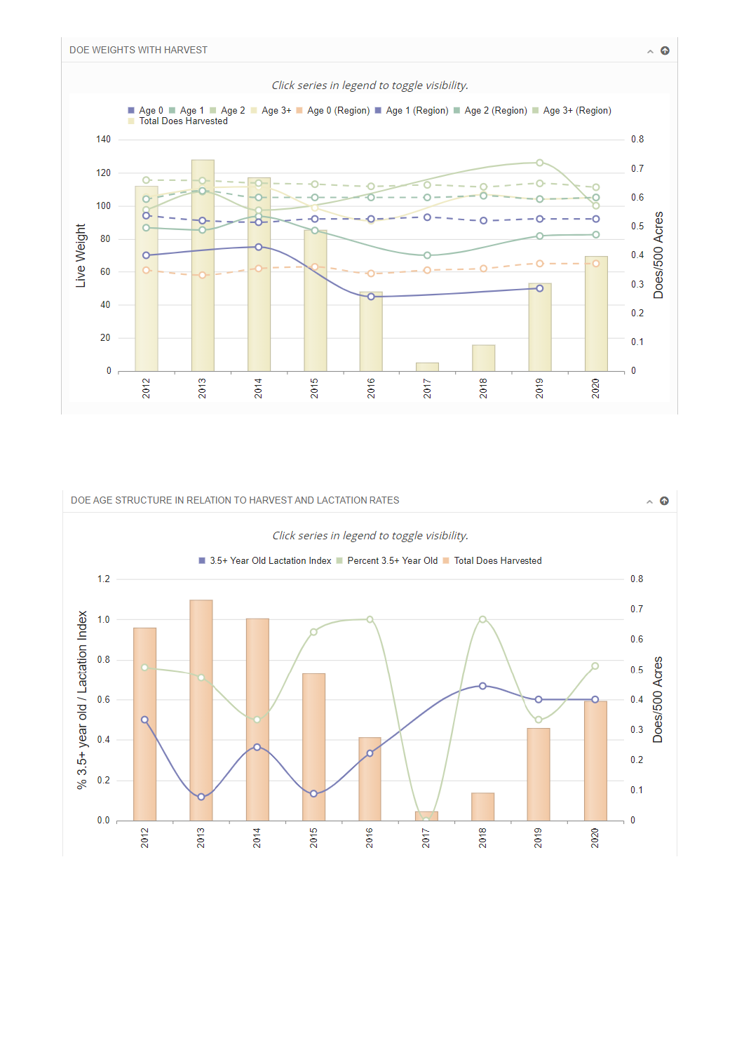DOE WEIGHTS WITH HARVEST

*Click series in legend to toggle visibility.*

Age 0 · Age 1 · Age 2 · Age 3+ · Age 0 (Region) · Age 1 (Region) · Age 2 (Region) · Age 3+ (Region) · Total Does Harvested

Live Weight: 0, 20, 40, 60, 80, 100, 120, 140

Does/500 Acres: 0, 0.1, 0.2, 0.3, 0.4, 0.5, 0.6, 0.7, 0.8

2012 · 2013 · 2014 · 2015 · 2016 · 2017 · 2018 · 2019 · 2020

DOE AGE STRUCTURE IN RELATION TO HARVEST AND LACTATION RATES

*Click series in legend to toggle visibility.*

3.5+ Year Old Lactation Index · Percent 3.5+ Year Old · Total Does Harvested

% 3.5+ year old / Lactation Index: 0.0, 0.2, 0.4, 0.6, 0.8, 1.0, 1.2

Does/500 Acres: 0, 0.1, 0.2, 0.3, 0.4, 0.5, 0.6, 0.7, 0.8

2012 · 2013 · 2014 · 2015 · 2016 · 2017 · 2018 · 2019 · 2020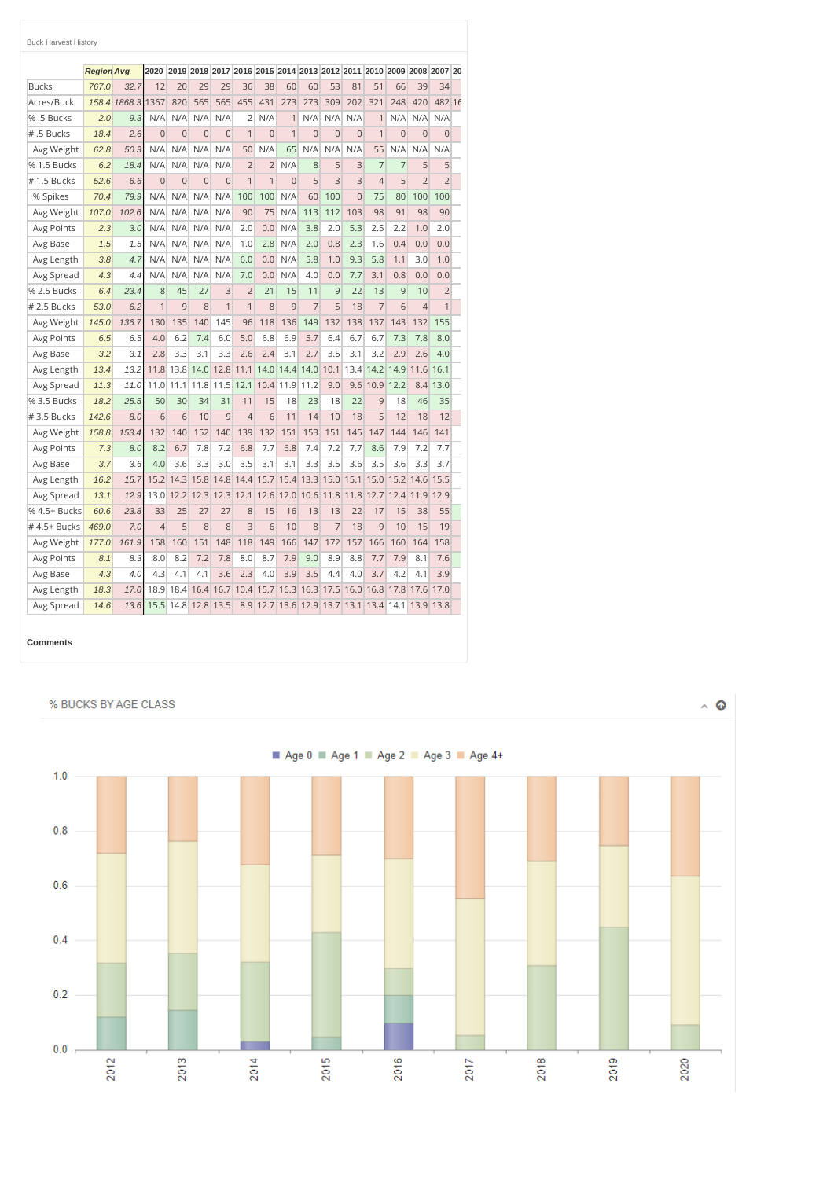Buck Harvest History

| | Region | Avg | 2020 | 2019 | 2018 | 2017 | 2016 | 2015 | 2014 | 2013 | 2012 | 2011 | 2010 | 2009 | 2008 | 2007 | 20 |
|---|---|---|---|---|---|---|---|---|---|---|---|---|---|---|---|---|---|
| Bucks | 767.0 | 32.7 | 12 | 20 | 29 | 29 | 36 | 38 | 60 | 60 | 53 | 81 | 51 | 66 | 39 | 34 | |
| Acres/Buck | 158.4 | 1868.3 | 1367 | 820 | 565 | 565 | 455 | 431 | 273 | 273 | 309 | 202 | 321 | 248 | 420 | 482 | 16 |
| % .5 Bucks | 2.0 | 9.3 | N/A | N/A | N/A | N/A | 2 | N/A | 1 | N/A | N/A | N/A | 1 | N/A | N/A | N/A | |
| # .5 Bucks | 18.4 | 2.6 | 0 | 0 | 0 | 0 | 1 | 0 | 1 | 0 | 0 | 0 | 1 | 0 | 0 | 0 | |
| Avg Weight | 62.8 | 50.3 | N/A | N/A | N/A | N/A | 50 | N/A | 65 | N/A | N/A | N/A | 55 | N/A | N/A | N/A | |
| % 1.5 Bucks | 6.2 | 18.4 | N/A | N/A | N/A | N/A | 2 | 2 | N/A | 8 | 5 | 3 | 7 | 7 | 5 | 5 | |
| # 1.5 Bucks | 52.6 | 6.6 | 0 | 0 | 0 | 0 | 1 | 1 | 0 | 5 | 3 | 3 | 4 | 5 | 2 | 2 | |
| % Spikes | 70.4 | 79.9 | N/A | N/A | N/A | N/A | 100 | 100 | N/A | 60 | 100 | 0 | 75 | 80 | 100 | 100 | |
| Avg Weight | 107.0 | 102.6 | N/A | N/A | N/A | N/A | 90 | 75 | N/A | 113 | 112 | 103 | 98 | 91 | 98 | 90 | |
| Avg Points | 2.3 | 3.0 | N/A | N/A | N/A | N/A | 2.0 | 0.0 | N/A | 3.8 | 2.0 | 5.3 | 2.5 | 2.2 | 1.0 | 2.0 | |
| Avg Base | 1.5 | 1.5 | N/A | N/A | N/A | N/A | 1.0 | 2.8 | N/A | 2.0 | 0.8 | 2.3 | 1.6 | 0.4 | 0.0 | 0.0 | |
| Avg Length | 3.8 | 4.7 | N/A | N/A | N/A | N/A | 6.0 | 0.0 | N/A | 5.8 | 1.0 | 9.3 | 5.8 | 1.1 | 3.0 | 1.0 | |
| Avg Spread | 4.3 | 4.4 | N/A | N/A | N/A | N/A | 7.0 | 0.0 | N/A | 4.0 | 0.0 | 7.7 | 3.1 | 0.8 | 0.0 | 0.0 | |
| % 2.5 Bucks | 6.4 | 23.4 | 8 | 45 | 27 | 3 | 2 | 21 | 15 | 11 | 9 | 22 | 13 | 9 | 10 | 2 | |
| # 2.5 Bucks | 53.0 | 6.2 | 1 | 9 | 8 | 1 | 1 | 8 | 9 | 7 | 5 | 18 | 7 | 6 | 4 | 1 | |
| Avg Weight | 145.0 | 136.7 | 130 | 135 | 140 | 145 | 96 | 118 | 136 | 149 | 132 | 138 | 137 | 143 | 132 | 155 | |
| Avg Points | 6.5 | 6.5 | 4.0 | 6.2 | 7.4 | 6.0 | 5.0 | 6.8 | 6.9 | 5.7 | 6.4 | 6.7 | 6.7 | 7.3 | 7.8 | 8.0 | |
| Avg Base | 3.2 | 3.1 | 2.8 | 3.3 | 3.1 | 3.3 | 2.6 | 2.4 | 3.1 | 2.7 | 3.5 | 3.1 | 3.2 | 2.9 | 2.6 | 4.0 | |
| Avg Length | 13.4 | 13.2 | 11.8 | 13.8 | 14.0 | 12.8 | 11.1 | 14.0 | 14.4 | 14.0 | 10.1 | 13.4 | 14.2 | 14.9 | 11.6 | 16.1 | |
| Avg Spread | 11.3 | 11.0 | 11.0 | 11.1 | 11.8 | 11.5 | 12.1 | 10.4 | 11.9 | 11.2 | 9.0 | 9.6 | 10.9 | 12.2 | 8.4 | 13.0 | |
| % 3.5 Bucks | 18.2 | 25.5 | 50 | 30 | 34 | 31 | 11 | 15 | 18 | 23 | 18 | 22 | 9 | 18 | 46 | 35 | |
| # 3.5 Bucks | 142.6 | 8.0 | 6 | 6 | 10 | 9 | 4 | 6 | 11 | 14 | 10 | 18 | 5 | 12 | 18 | 12 | |
| Avg Weight | 158.8 | 153.4 | 132 | 140 | 152 | 140 | 139 | 132 | 151 | 153 | 151 | 145 | 147 | 144 | 146 | 141 | |
| Avg Points | 7.3 | 8.0 | 8.2 | 6.7 | 7.8 | 7.2 | 6.8 | 7.7 | 6.8 | 7.4 | 7.2 | 7.7 | 8.6 | 7.9 | 7.2 | 7.7 | |
| Avg Base | 3.7 | 3.6 | 4.0 | 3.6 | 3.3 | 3.0 | 3.5 | 3.1 | 3.1 | 3.3 | 3.5 | 3.6 | 3.5 | 3.6 | 3.3 | 3.7 | |
| Avg Length | 16.2 | 15.7 | 15.2 | 14.3 | 15.8 | 14.8 | 14.4 | 15.7 | 15.4 | 13.3 | 15.0 | 15.1 | 15.0 | 15.2 | 14.6 | 15.5 | |
| Avg Spread | 13.1 | 12.9 | 13.0 | 12.2 | 12.3 | 12.3 | 12.1 | 12.6 | 12.0 | 10.6 | 11.8 | 11.8 | 12.7 | 12.4 | 11.9 | 12.9 | |
| % 4.5+ Bucks | 60.6 | 23.8 | 33 | 25 | 27 | 27 | 8 | 15 | 16 | 13 | 13 | 22 | 17 | 15 | 38 | 55 | |
| # 4.5+ Bucks | 469.0 | 7.0 | 4 | 5 | 8 | 8 | 3 | 6 | 10 | 8 | 7 | 18 | 9 | 10 | 15 | 19 | |
| Avg Weight | 177.0 | 161.9 | 158 | 160 | 151 | 148 | 118 | 149 | 166 | 147 | 172 | 157 | 166 | 160 | 164 | 158 | |
| Avg Points | 8.1 | 8.3 | 8.0 | 8.2 | 7.2 | 7.8 | 8.0 | 8.7 | 7.9 | 9.0 | 8.9 | 8.8 | 7.7 | 7.9 | 8.1 | 7.6 | |
| Avg Base | 4.3 | 4.0 | 4.3 | 4.1 | 4.1 | 3.6 | 2.3 | 4.0 | 3.9 | 3.5 | 4.4 | 4.0 | 3.7 | 4.2 | 4.1 | 3.9 | |
| Avg Length | 18.3 | 17.0 | 18.9 | 18.4 | 16.4 | 16.7 | 10.4 | 15.7 | 16.3 | 16.3 | 17.5 | 16.0 | 16.8 | 17.8 | 17.6 | 17.0 | |
| Avg Spread | 14.6 | 13.6 | 15.5 | 14.8 | 12.8 | 13.5 | 8.9 | 12.7 | 13.6 | 12.9 | 13.7 | 13.1 | 13.4 | 14.1 | 13.9 | 13.8 | |

**Comments**

% BUCKS BY AGE CLASS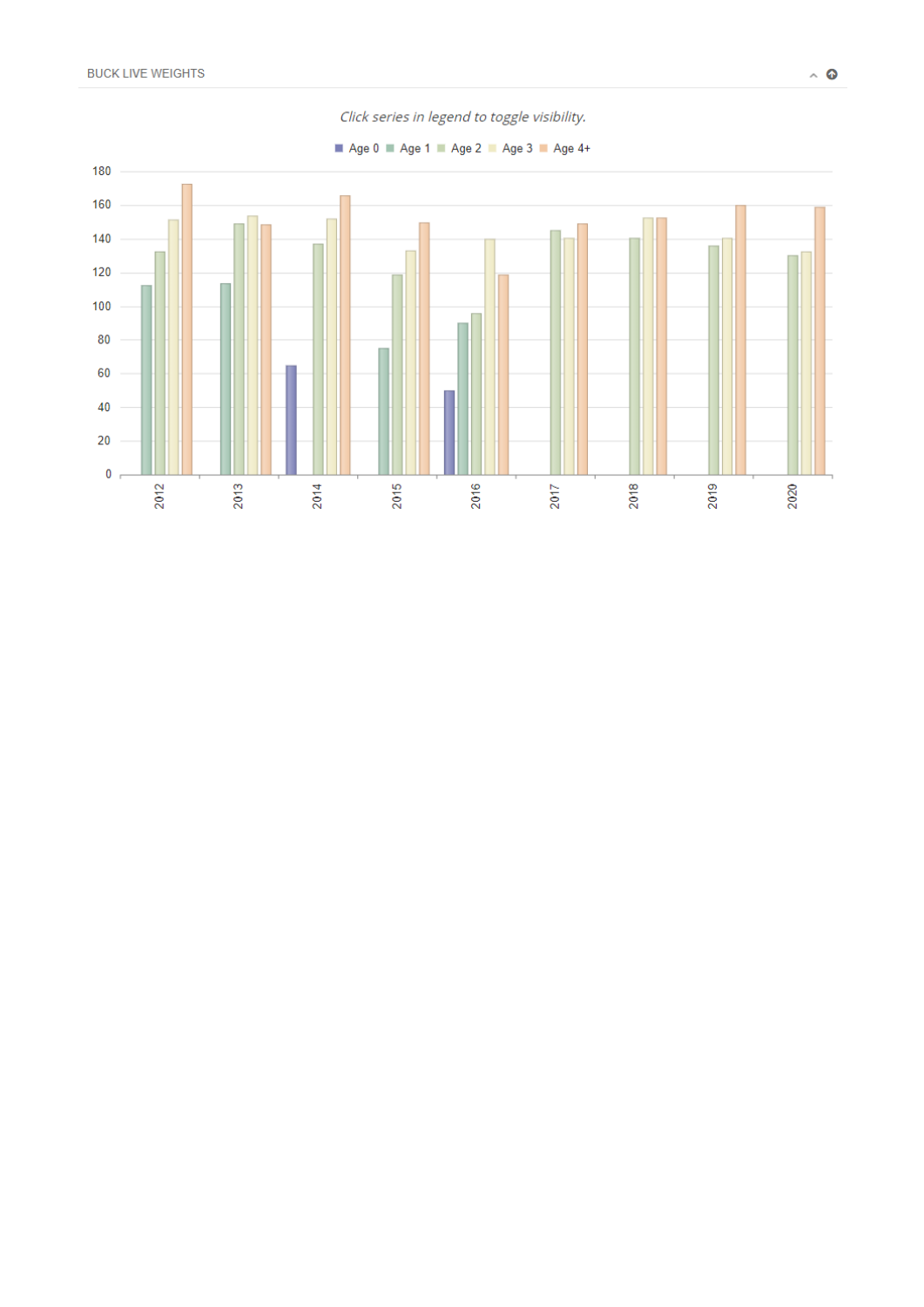BUCK LIVE WEIGHTS

*Click series in legend to toggle visibility.*

Age 0 Age 1 Age 2 Age 3 Age 4+

180
160
140
120
100
80
60
40
20
0

2012 2013 2014 2015 2016 2017 2018 2019 2020